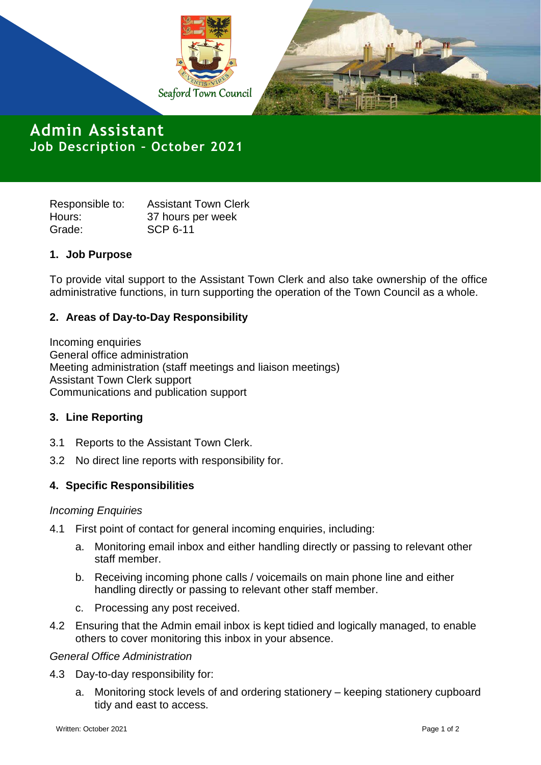Seaford Town Council

# Admin Assistant
## Job Description – October 2021

Responsible to: Assistant Town Clerk
Hours: 37 hours per week
Grade: SCP 6-11

### 1. Job Purpose

To provide vital support to the Assistant Town Clerk and also take ownership of the office administrative functions, in turn supporting the operation of the Town Council as a whole.

### 2. Areas of Day-to-Day Responsibility

Incoming enquiries
General office administration
Meeting administration (staff meetings and liaison meetings)
Assistant Town Clerk support
Communications and publication support

### 3. Line Reporting

3.1 Reports to the Assistant Town Clerk.

3.2 No direct line reports with responsibility for.

### 4. Specific Responsibilities

*Incoming Enquiries*

4.1 First point of contact for general incoming enquiries, including:

a. Monitoring email inbox and either handling directly or passing to relevant other staff member.

b. Receiving incoming phone calls / voicemails on main phone line and either handling directly or passing to relevant other staff member.

c. Processing any post received.

4.2 Ensuring that the Admin email inbox is kept tidied and logically managed, to enable others to cover monitoring this inbox in your absence.

*General Office Administration*

4.3 Day-to-day responsibility for:

a. Monitoring stock levels of and ordering stationery – keeping stationery cupboard tidy and east to access.

Written: October 2021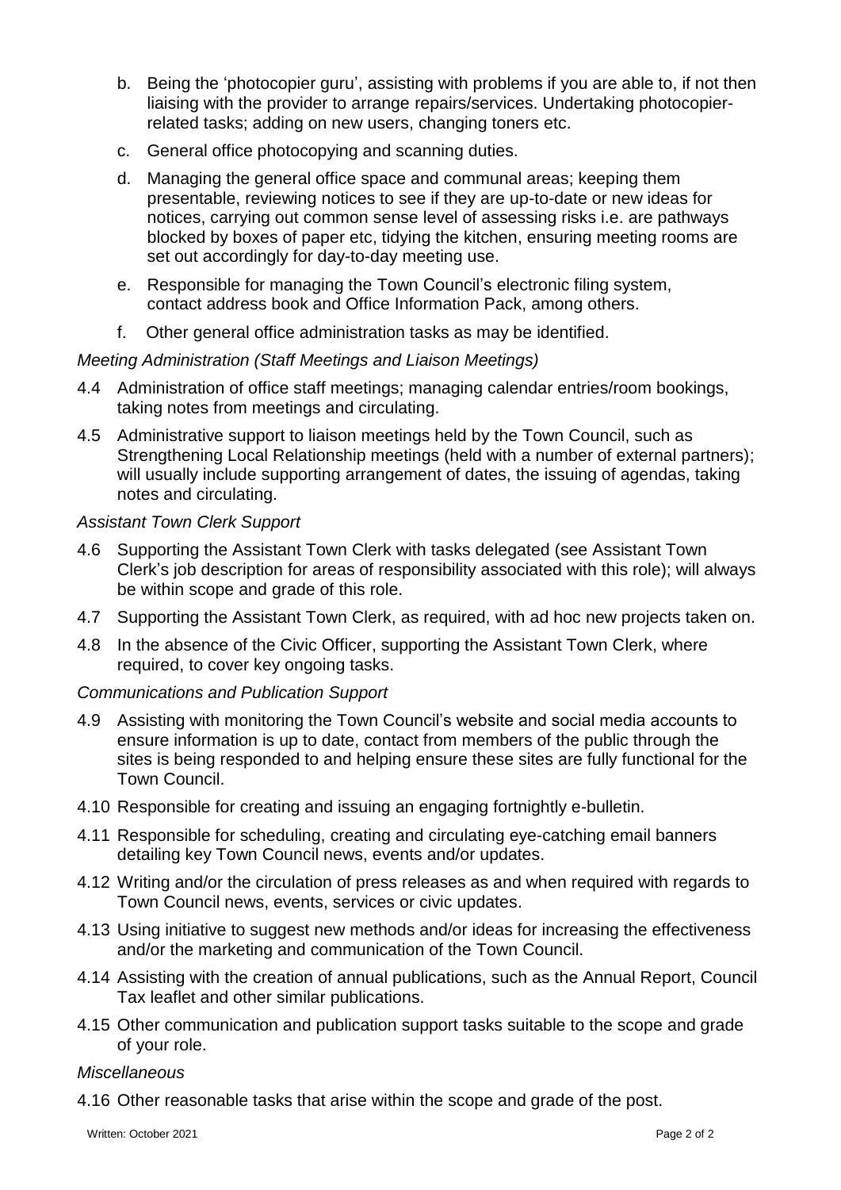b. Being the 'photocopier guru', assisting with problems if you are able to, if not then liaising with the provider to arrange repairs/services. Undertaking photocopier-related tasks; adding on new users, changing toners etc.

c. General office photocopying and scanning duties.

d. Managing the general office space and communal areas; keeping them presentable, reviewing notices to see if they are up-to-date or new ideas for notices, carrying out common sense level of assessing risks i.e. are pathways blocked by boxes of paper etc, tidying the kitchen, ensuring meeting rooms are set out accordingly for day-to-day meeting use.

e. Responsible for managing the Town Council's electronic filing system, contact address book and Office Information Pack, among others.

f. Other general office administration tasks as may be identified.

*Meeting Administration (Staff Meetings and Liaison Meetings)*

4.4 Administration of office staff meetings; managing calendar entries/room bookings, taking notes from meetings and circulating.

4.5 Administrative support to liaison meetings held by the Town Council, such as Strengthening Local Relationship meetings (held with a number of external partners); will usually include supporting arrangement of dates, the issuing of agendas, taking notes and circulating.

*Assistant Town Clerk Support*

4.6 Supporting the Assistant Town Clerk with tasks delegated (see Assistant Town Clerk's job description for areas of responsibility associated with this role); will always be within scope and grade of this role.

4.7 Supporting the Assistant Town Clerk, as required, with ad hoc new projects taken on.

4.8 In the absence of the Civic Officer, supporting the Assistant Town Clerk, where required, to cover key ongoing tasks.

*Communications and Publication Support*

4.9 Assisting with monitoring the Town Council's website and social media accounts to ensure information is up to date, contact from members of the public through the sites is being responded to and helping ensure these sites are fully functional for the Town Council.

4.10 Responsible for creating and issuing an engaging fortnightly e-bulletin.

4.11 Responsible for scheduling, creating and circulating eye-catching email banners detailing key Town Council news, events and/or updates.

4.12 Writing and/or the circulation of press releases as and when required with regards to Town Council news, events, services or civic updates.

4.13 Using initiative to suggest new methods and/or ideas for increasing the effectiveness and/or the marketing and communication of the Town Council.

4.14 Assisting with the creation of annual publications, such as the Annual Report, Council Tax leaflet and other similar publications.

4.15 Other communication and publication support tasks suitable to the scope and grade of your role.

*Miscellaneous*

4.16 Other reasonable tasks that arise within the scope and grade of the post.

Written: October 2021